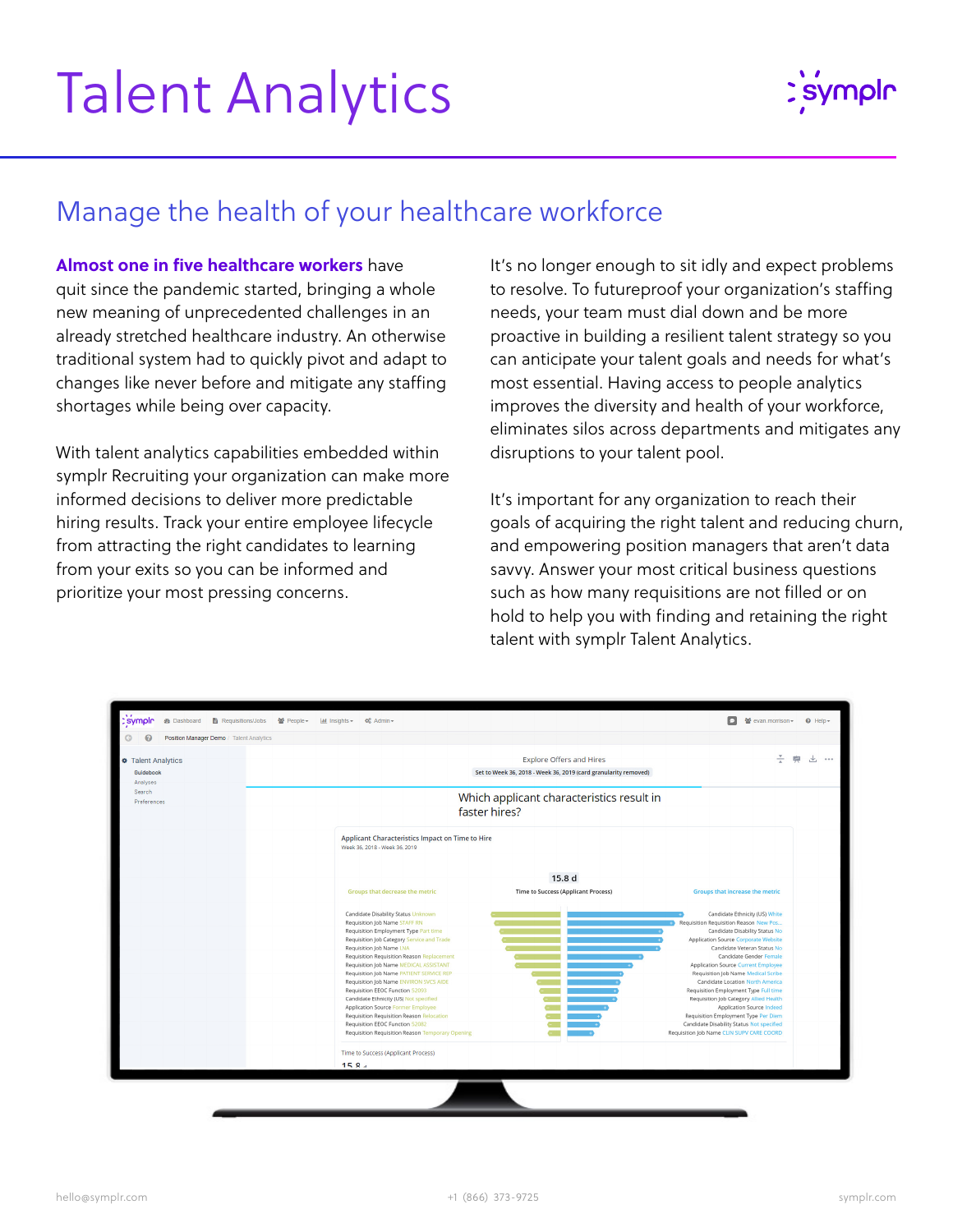# Talent Analytics

## Manage the health of your healthcare workforce

**Almost one in five healthcare workers** have quit since the pandemic started, bringing a whole new meaning of unprecedented challenges in an already stretched healthcare industry. An otherwise traditional system had to quickly pivot and adapt to changes like never before and mitigate any staffing shortages while being over capacity.

With talent analytics capabilities embedded within symplr Recruiting your organization can make more informed decisions to deliver more predictable hiring results. Track your entire employee lifecycle from attracting the right candidates to learning from your exits so you can be informed and prioritize your most pressing concerns.

It's no longer enough to sit idly and expect problems to resolve. To futureproof your organization's staffing needs, your team must dial down and be more proactive in building a resilient talent strategy so you can anticipate your talent goals and needs for what's most essential. Having access to people analytics improves the diversity and health of your workforce, eliminates silos across departments and mitigates any disruptions to your talent pool.

It's important for any organization to reach their goals of acquiring the right talent and reducing churn, and empowering position managers that aren't data savvy. Answer your most critical business questions such as how many requisitions are not filled or on hold to help you with finding and retaining the right talent with symplr Talent Analytics.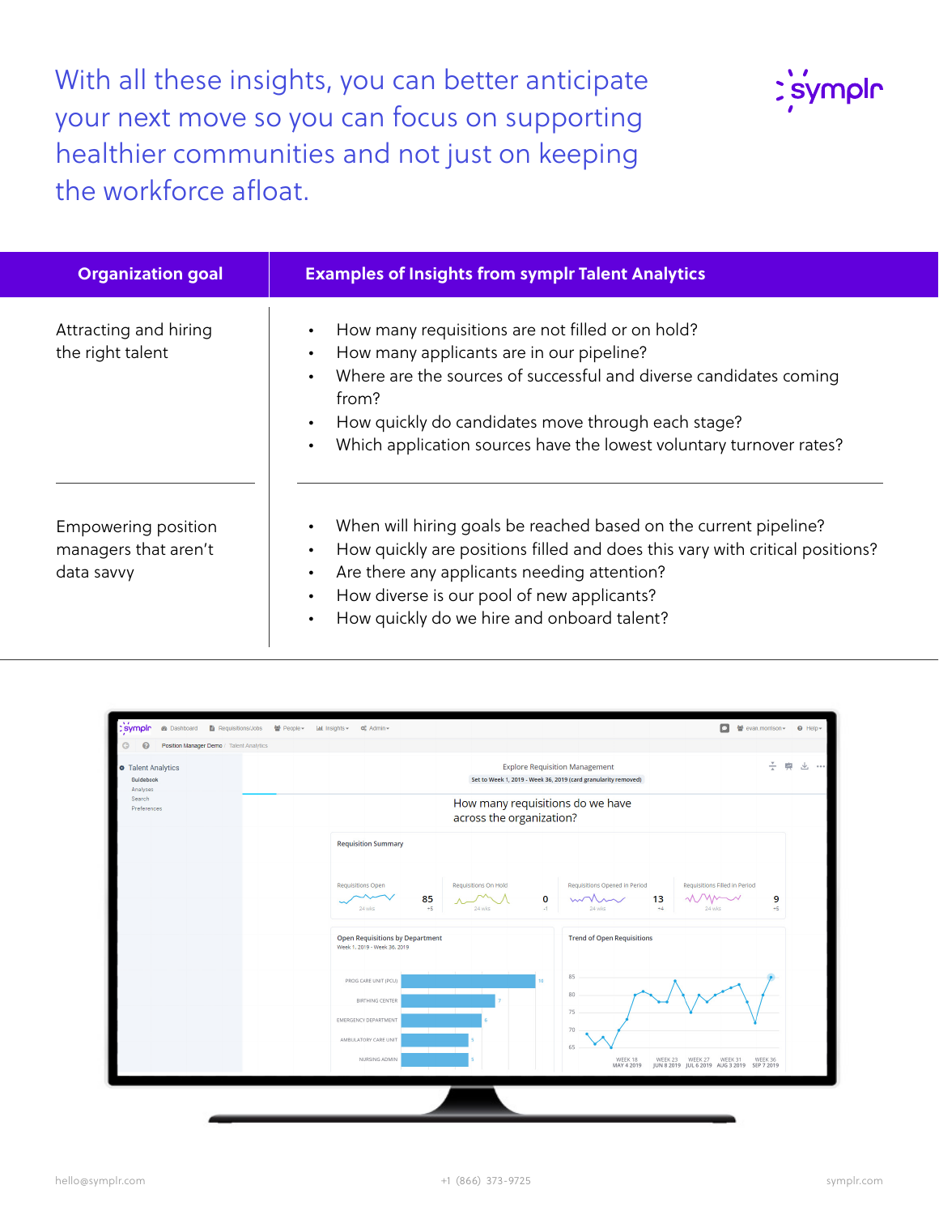# With all these insights, you can better anticipate your next move so you can focus on supporting healthier communities and not just on keeping the workforce afloat.

| Organization goal | Examples of Insights from symplr Talent Analytics |
| --- | --- |
| Attracting and hiring the right talent | • How many requisitions are not filled or on hold?<br>• How many applicants are in our pipeline?<br>• Where are the sources of successful and diverse candidates coming from?<br>• How quickly do candidates move through each stage?<br>• Which application sources have the lowest voluntary turnover rates? |
| Empowering position managers that aren't data savvy | • When will hiring goals be reached based on the current pipeline?<br>• How quickly are positions filled and does this vary with critical positions?<br>• Are there any applicants needing attention?<br>• How diverse is our pool of new applicants?<br>• How quickly do we hire and onboard talent? |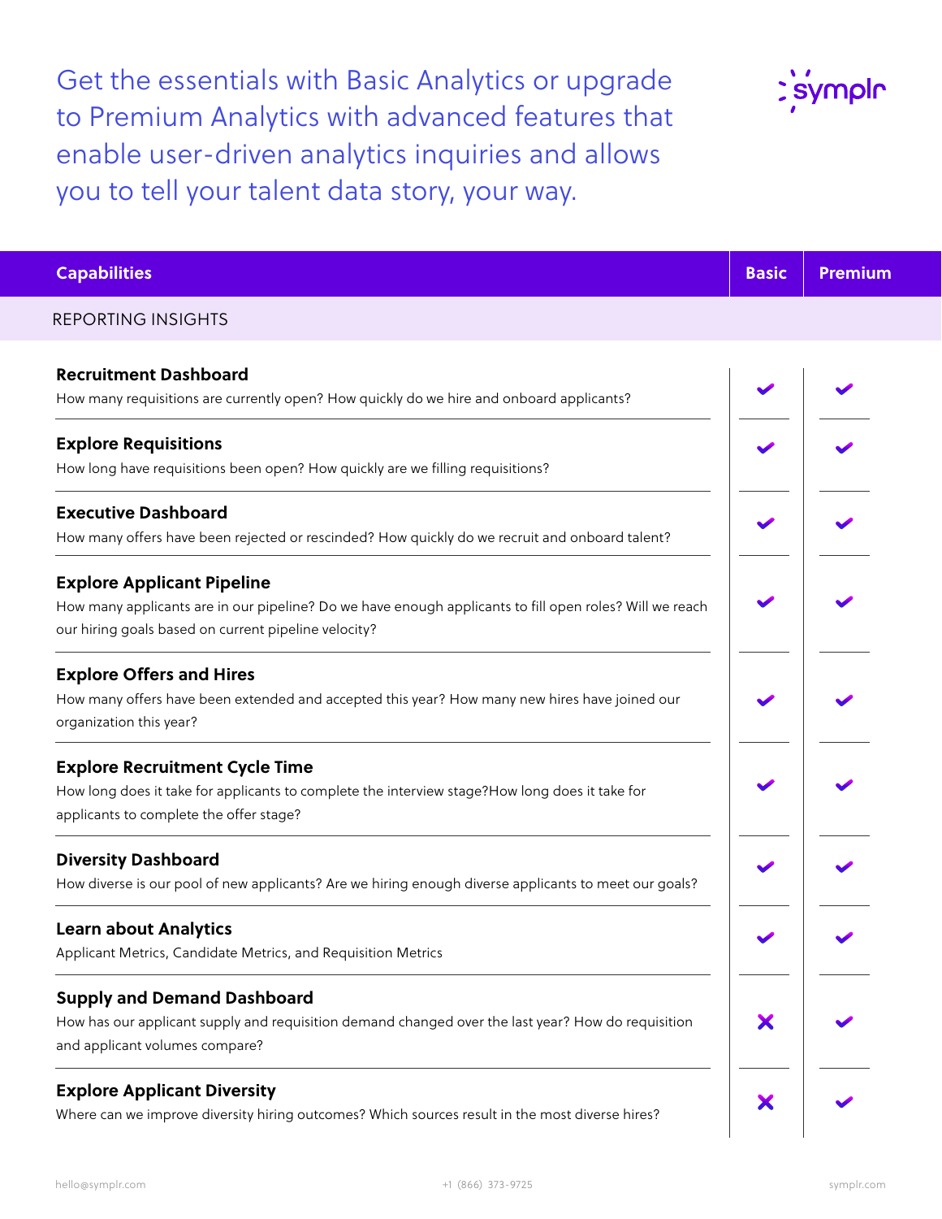Get the essentials with Basic Analytics or upgrade to Premium Analytics with advanced features that enable user-driven analytics inquiries and allows you to tell your talent data story, your way.

| Capabilities | Basic | Premium |
|---|---|---|
| REPORTING INSIGHTS | | |
| **Recruitment Dashboard**<br>How many requisitions are currently open? How quickly do we hire and onboard applicants? | ✔ | ✔ |
| **Explore Requisitions**<br>How long have requisitions been open? How quickly are we filling requisitions? | ✔ | ✔ |
| **Executive Dashboard**<br>How many offers have been rejected or rescinded? How quickly do we recruit and onboard talent? | ✔ | ✔ |
| **Explore Applicant Pipeline**<br>How many applicants are in our pipeline? Do we have enough applicants to fill open roles? Will we reach our hiring goals based on current pipeline velocity? | ✔ | ✔ |
| **Explore Offers and Hires**<br>How many offers have been extended and accepted this year? How many new hires have joined our organization this year? | ✔ | ✔ |
| **Explore Recruitment Cycle Time**<br>How long does it take for applicants to complete the interview stage?How long does it take for applicants to complete the offer stage? | ✔ | ✔ |
| **Diversity Dashboard**<br>How diverse is our pool of new applicants? Are we hiring enough diverse applicants to meet our goals? | ✔ | ✔ |
| **Learn about Analytics**<br>Applicant Metrics, Candidate Metrics, and Requisition Metrics | ✔ | ✔ |
| **Supply and Demand Dashboard**<br>How has our applicant supply and requisition demand changed over the last year? How do requisition and applicant volumes compare? | ✘ | ✔ |
| **Explore Applicant Diversity**<br>Where can we improve diversity hiring outcomes? Which sources result in the most diverse hires? | ✘ | ✔ |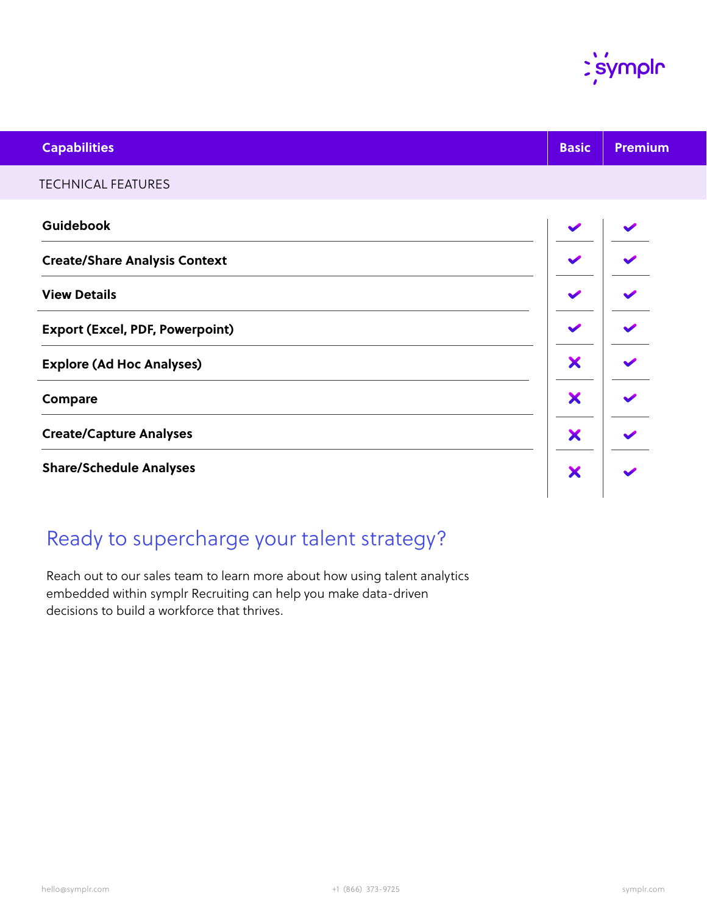| Capabilities | Basic | Premium |
| --- | --- | --- |
| TECHNICAL FEATURES | | |
| **Guidebook** | ✔ | ✔ |
| **Create/Share Analysis Context** | ✔ | ✔ |
| **View Details** | ✔ | ✔ |
| **Export (Excel, PDF, Powerpoint)** | ✔ | ✔ |
| **Explore (Ad Hoc Analyses)** | ✘ | ✔ |
| **Compare** | ✘ | ✔ |
| **Create/Capture Analyses** | ✘ | ✔ |
| **Share/Schedule Analyses** | ✘ | ✔ |

## Ready to supercharge your talent strategy?

Reach out to our sales team to learn more about how using talent analytics embedded within symplr Recruiting can help you make data-driven decisions to build a workforce that thrives.

hello@symplr.com +1 (866) 373-9725 symplr.com